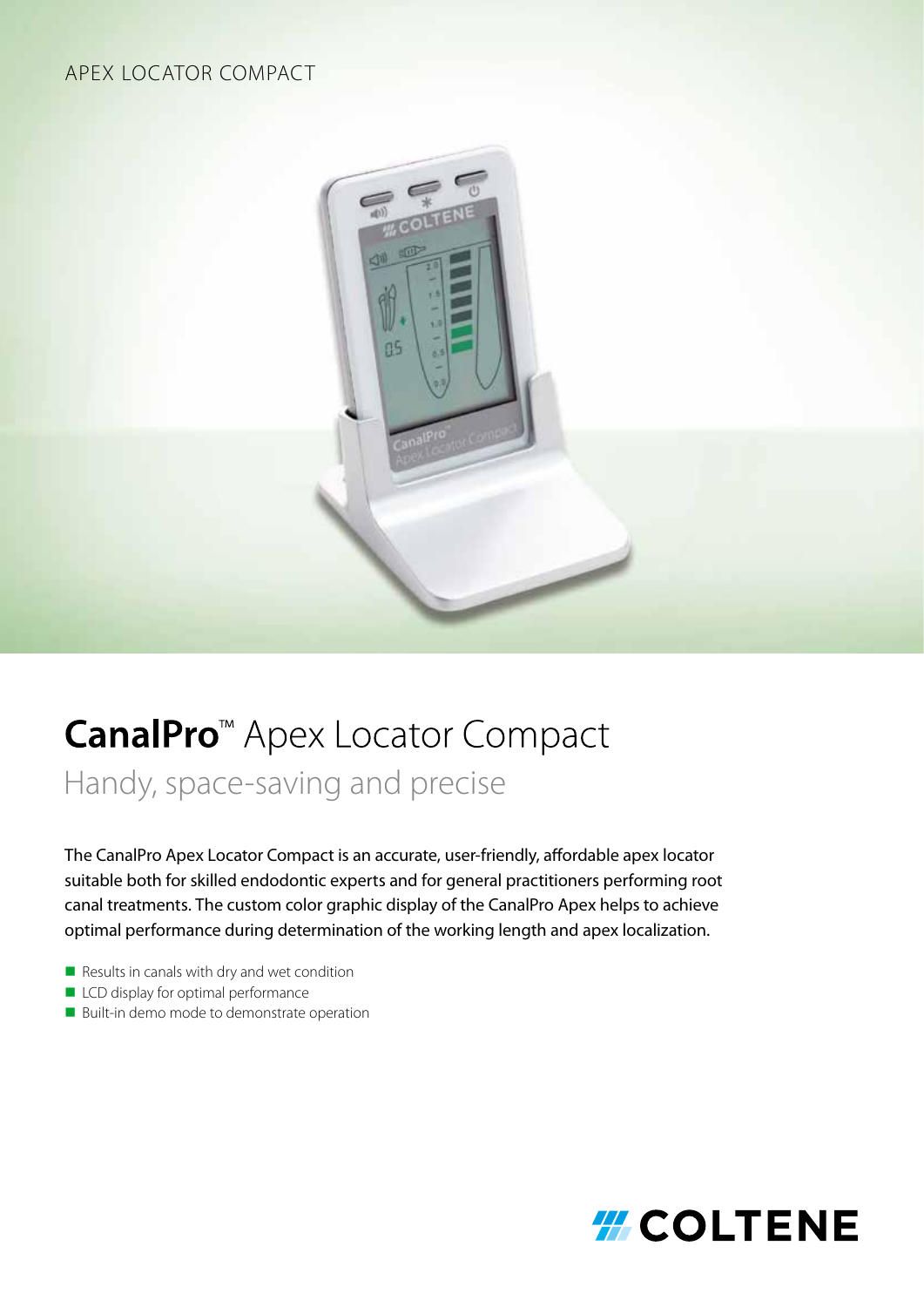APEX LOCATOR COMPACT

# **CanalPro**™ Apex Locator Compact

## Handy, space-saving and precise

The CanalPro Apex Locator Compact is an accurate, user-friendly, affordable apex locator suitable both for skilled endodontic experts and for general practitioners performing root canal treatments. The custom color graphic display of the CanalPro Apex helps to achieve optimal performance during determination of the working length and apex localization.

- Results in canals with dry and wet condition
- LCD display for optimal performance
- Built-in demo mode to demonstrate operation

COLTENE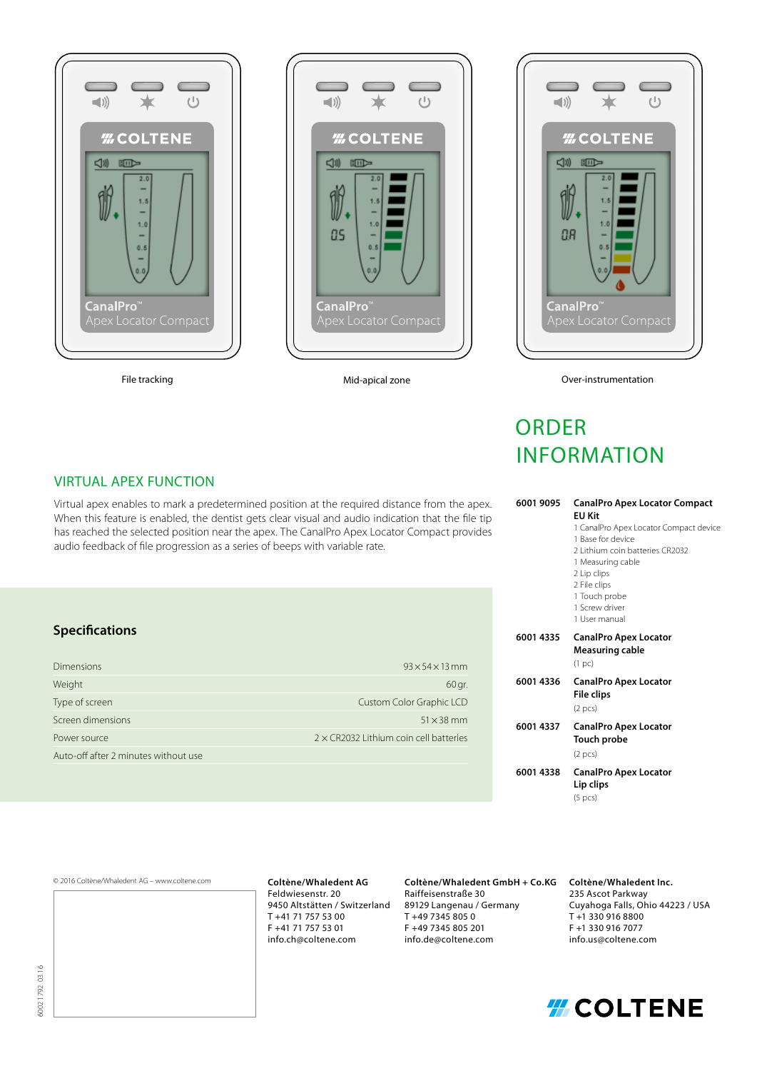File tracking

Mid-apical zone

Over-instrumentation

## VIRTUAL APEX FUNCTION

Virtual apex enables to mark a predetermined position at the required distance from the apex. When this feature is enabled, the dentist gets clear visual and audio indication that the file tip has reached the selected position near the apex. The CanalPro Apex Locator Compact provides audio feedback of file progression as a series of beeps with variable rate.

### Specifications

| | |
|---|---|
| Dimensions | 93 × 54 × 13 mm |
| Weight | 60 gr. |
| Type of screen | Custom Color Graphic LCD |
| Screen dimensions | 51 × 38 mm |
| Power source | 2 × CR2032 Lithium coin cell batteries |
| Auto-off after 2 minutes without use | |

## ORDER INFORMATION

**6001 9095** **CanalPro Apex Locator Compact EU Kit**
1 CanalPro Apex Locator Compact device
1 Base for device
2 Lithium coin batteries CR2032
1 Measuring cable
2 Lip clips
2 File clips
1 Touch probe
1 Screw driver
1 User manual

**6001 4335** **CanalPro Apex Locator Measuring cable**
(1 pc)

**6001 4336** **CanalPro Apex Locator File clips**
(2 pcs)

**6001 4337** **CanalPro Apex Locator Touch probe**
(2 pcs)

**6001 4338** **CanalPro Apex Locator Lip clips**
(5 pcs)

© 2016 Coltène/Whaledent AG – www.coltene.com

**Coltène/Whaledent AG**
Feldwiesenstr. 20
9450 Altstätten / Switzerland
T +41 71 757 53 00
F +41 71 757 53 01
info.ch@coltene.com

**Coltène/Whaledent GmbH + Co.KG**
Raiffeisenstraße 30
89129 Langenau / Germany
T +49 7345 805 0
F +49 7345 805 201
info.de@coltene.com

**Coltène/Whaledent Inc.**
235 Ascot Parkway
Cuyahoga Falls, Ohio 44223 / USA
T +1 330 916 8800
F +1 330 916 7077
info.us@coltene.com

6002 1792 03.16

COLTENE